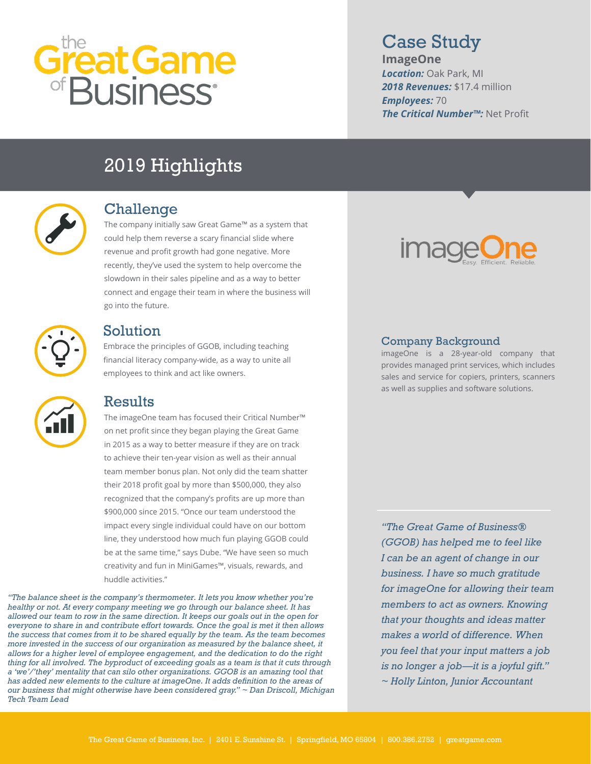# the Great Game of Business®

## Case Study

**ImageOne**
***Location:*** Oak Park, MI
***2018 Revenues:*** $17.4 million
***Employees:*** 70
***The Critical Number™:*** Net Profit

## 2019 Highlights

### Challenge

The company initially saw Great Game™ as a system that could help them reverse a scary financial slide where revenue and profit growth had gone negative. More recently, they've used the system to help overcome the slowdown in their sales pipeline and as a way to better connect and engage their team in where the business will go into the future.

### Solution

Embrace the principles of GGOB, including teaching financial literacy company-wide, as a way to unite all employees to think and act like owners.

### Results

The imageOne team has focused their Critical Number™ on net profit since they began playing the Great Game in 2015 as a way to better measure if they are on track to achieve their ten-year vision as well as their annual team member bonus plan. Not only did the team shatter their 2018 profit goal by more than $500,000, they also recognized that the company's profits are up more than $900,000 since 2015. "Once our team understood the impact every single individual could have on our bottom line, they understood how much fun playing GGOB could be at the same time," says Dube. "We have seen so much creativity and fun in MiniGames™, visuals, rewards, and huddle activities."

*"The balance sheet is the company's thermometer. It lets you know whether you're healthy or not. At every company meeting we go through our balance sheet. It has allowed our team to row in the same direction. It keeps our goals out in the open for everyone to share in and contribute effort towards. Once the goal is met it then allows the success that comes from it to be shared equally by the team. As the team becomes more invested in the success of our organization as measured by the balance sheet, it allows for a higher level of employee engagement, and the dedication to do the right thing for all involved. The byproduct of exceeding goals as a team is that it cuts through a 'we'/'they' mentality that can silo other organizations. GGOB is an amazing tool that has added new elements to the culture at imageOne. It adds definition to the areas of our business that might otherwise have been considered gray." ~ Dan Driscoll, Michigan Tech Team Lead*

imageOne — Easy. Efficient. Reliable.

### Company Background

imageOne is a 28-year-old company that provides managed print services, which includes sales and service for copiers, printers, scanners as well as supplies and software solutions.

*"The Great Game of Business® (GGOB) has helped me to feel like I can be an agent of change in our business. I have so much gratitude for imageOne for allowing their team members to act as owners. Knowing that your thoughts and ideas matter makes a world of difference. When you feel that your input matters a job is no longer a job—it is a joyful gift." ~ Holly Linton, Junior Accountant*

The Great Game of Business, Inc. | 2401 E. Sunshine St. | Springfield, MO 65804 | 800.386.2752 | greatgame.com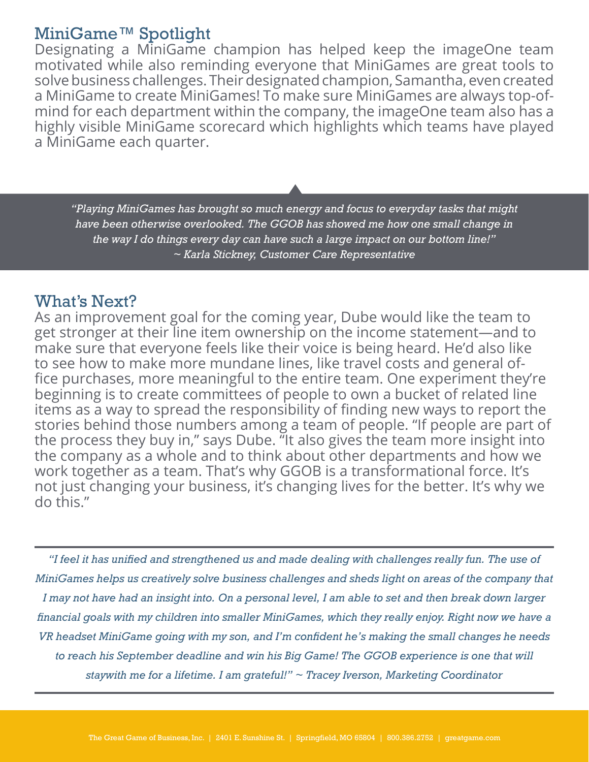## MiniGame™ Spotlight

Designating a MiniGame champion has helped keep the imageOne team motivated while also reminding everyone that MiniGames are great tools to solve business challenges. Their designated champion, Samantha, even created a MiniGame to create MiniGames! To make sure MiniGames are always top-of-mind for each department within the company, the imageOne team also has a highly visible MiniGame scorecard which highlights which teams have played a MiniGame each quarter.

*"Playing MiniGames has brought so much energy and focus to everyday tasks that might have been otherwise overlooked. The GGOB has showed me how one small change in the way I do things every day can have such a large impact on our bottom line!"*
*~ Karla Stickney, Customer Care Representative*

## What's Next?

As an improvement goal for the coming year, Dube would like the team to get stronger at their line item ownership on the income statement—and to make sure that everyone feels like their voice is being heard. He'd also like to see how to make more mundane lines, like travel costs and general office purchases, more meaningful to the entire team. One experiment they're beginning is to create committees of people to own a bucket of related line items as a way to spread the responsibility of finding new ways to report the stories behind those numbers among a team of people. "If people are part of the process they buy in," says Dube. "It also gives the team more insight into the company as a whole and to think about other departments and how we work together as a team. That's why GGOB is a transformational force. It's not just changing your business, it's changing lives for the better. It's why we do this."

---

*"I feel it has unified and strengthened us and made dealing with challenges really fun. The use of MiniGames helps us creatively solve business challenges and sheds light on areas of the company that I may not have had an insight into. On a personal level, I am able to set and then break down larger financial goals with my children into smaller MiniGames, which they really enjoy. Right now we have a VR headset MiniGame going with my son, and I'm confident he's making the small changes he needs to reach his September deadline and win his Big Game! The GGOB experience is one that will staywith me for a lifetime. I am grateful!" ~ Tracey Iverson, Marketing Coordinator*

---

The Great Game of Business, Inc. | 2401 E. Sunshine St. | Springfield, MO 65804 | 800.386.2752 | greatgame.com